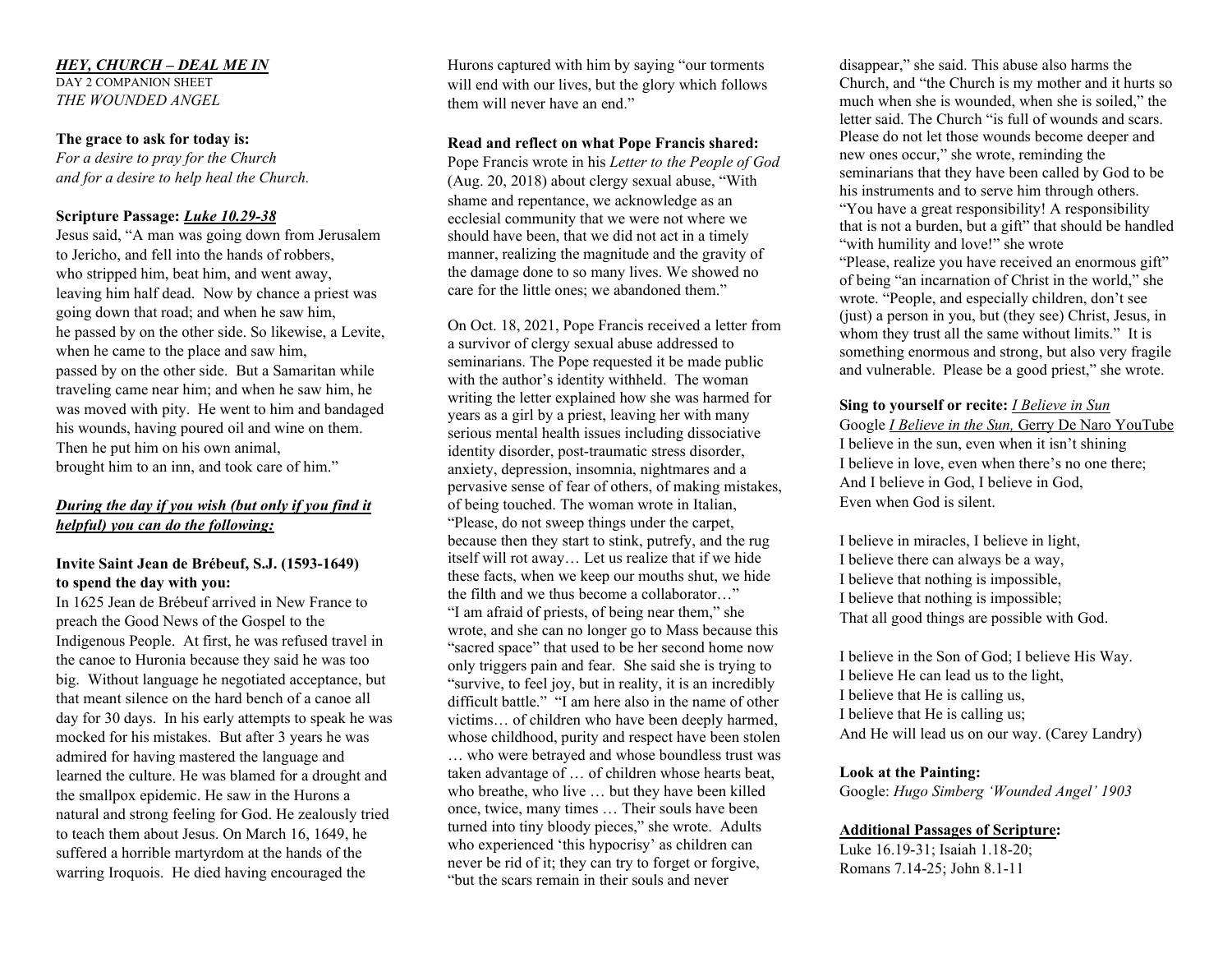***HEY, CHURCH – DEAL ME IN***

DAY 2 COMPANION SHEET

*THE WOUNDED ANGEL*

**The grace to ask for today is:**

*For a desire to pray for the Church*
*and for a desire to help heal the Church.*

**Scripture Passage: *Luke 10.29-38***

Jesus said, "A man was going down from Jerusalem to Jericho, and fell into the hands of robbers, who stripped him, beat him, and went away, leaving him half dead. Now by chance a priest was going down that road; and when he saw him, he passed by on the other side. So likewise, a Levite, when he came to the place and saw him, passed by on the other side. But a Samaritan while traveling came near him; and when he saw him, he was moved with pity. He went to him and bandaged his wounds, having poured oil and wine on them. Then he put him on his own animal, brought him to an inn, and took care of him."

***During the day if you wish (but only if you find it helpful) you can do the following:***

**Invite Saint Jean de Brébeuf, S.J. (1593-1649) to spend the day with you:**

In 1625 Jean de Brébeuf arrived in New France to preach the Good News of the Gospel to the Indigenous People. At first, he was refused travel in the canoe to Huronia because they said he was too big. Without language he negotiated acceptance, but that meant silence on the hard bench of a canoe all day for 30 days. In his early attempts to speak he was mocked for his mistakes. But after 3 years he was admired for having mastered the language and learned the culture. He was blamed for a drought and the smallpox epidemic. He saw in the Hurons a natural and strong feeling for God. He zealously tried to teach them about Jesus. On March 16, 1649, he suffered a horrible martyrdom at the hands of the warring Iroquois. He died having encouraged the Hurons captured with him by saying "our torments will end with our lives, but the glory which follows them will never have an end."

**Read and reflect on what Pope Francis shared:**

Pope Francis wrote in his *Letter to the People of God* (Aug. 20, 2018) about clergy sexual abuse, "With shame and repentance, we acknowledge as an ecclesial community that we were not where we should have been, that we did not act in a timely manner, realizing the magnitude and the gravity of the damage done to so many lives. We showed no care for the little ones; we abandoned them."

On Oct. 18, 2021, Pope Francis received a letter from a survivor of clergy sexual abuse addressed to seminarians. The Pope requested it be made public with the author's identity withheld. The woman writing the letter explained how she was harmed for years as a girl by a priest, leaving her with many serious mental health issues including dissociative identity disorder, post-traumatic stress disorder, anxiety, depression, insomnia, nightmares and a pervasive sense of fear of others, of making mistakes, of being touched. The woman wrote in Italian, "Please, do not sweep things under the carpet, because then they start to stink, putrefy, and the rug itself will rot away… Let us realize that if we hide these facts, when we keep our mouths shut, we hide the filth and we thus become a collaborator…" "I am afraid of priests, of being near them," she wrote, and she can no longer go to Mass because this "sacred space" that used to be her second home now only triggers pain and fear. She said she is trying to "survive, to feel joy, but in reality, it is an incredibly difficult battle." "I am here also in the name of other victims… of children who have been deeply harmed, whose childhood, purity and respect have been stolen … who were betrayed and whose boundless trust was taken advantage of … of children whose hearts beat, who breathe, who live … but they have been killed once, twice, many times … Their souls have been turned into tiny bloody pieces," she wrote. Adults who experienced 'this hypocrisy' as children can never be rid of it; they can try to forget or forgive, "but the scars remain in their souls and never disappear," she said. This abuse also harms the Church, and "the Church is my mother and it hurts so much when she is wounded, when she is soiled," the letter said. The Church "is full of wounds and scars. Please do not let those wounds become deeper and new ones occur," she wrote, reminding the seminarians that they have been called by God to be his instruments and to serve him through others. "You have a great responsibility! A responsibility that is not a burden, but a gift" that should be handled "with humility and love!" she wrote "Please, realize you have received an enormous gift" of being "an incarnation of Christ in the world," she wrote. "People, and especially children, don't see (just) a person in you, but (they see) Christ, Jesus, in whom they trust all the same without limits." It is something enormous and strong, but also very fragile and vulnerable. Please be a good priest," she wrote.

**Sing to yourself or recite: *I Believe in Sun***

Google *I Believe in the Sun,* Gerry De Naro YouTube

I believe in the sun, even when it isn't shining
I believe in love, even when there's no one there;
And I believe in God, I believe in God,
Even when God is silent.

I believe in miracles, I believe in light,
I believe there can always be a way,
I believe that nothing is impossible,
I believe that nothing is impossible;
That all good things are possible with God.

I believe in the Son of God; I believe His Way.
I believe He can lead us to the light,
I believe that He is calling us,
I believe that He is calling us;
And He will lead us on our way. (Carey Landry)

**Look at the Painting:**

Google: *Hugo Simberg 'Wounded Angel' 1903*

**Additional Passages of Scripture:**

Luke 16.19-31; Isaiah 1.18-20; Romans 7.14-25; John 8.1-11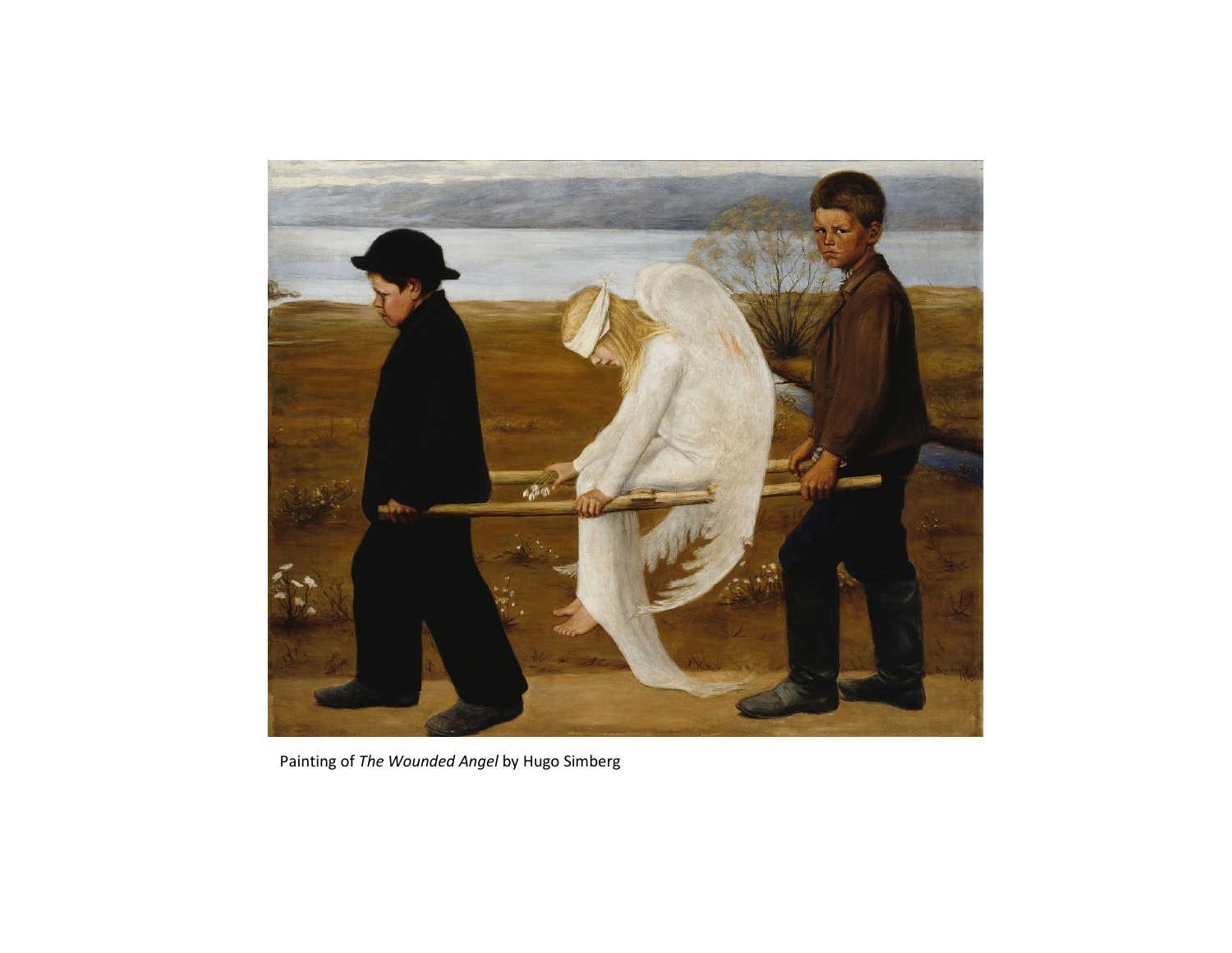Painting of *The Wounded Angel* by Hugo Simberg